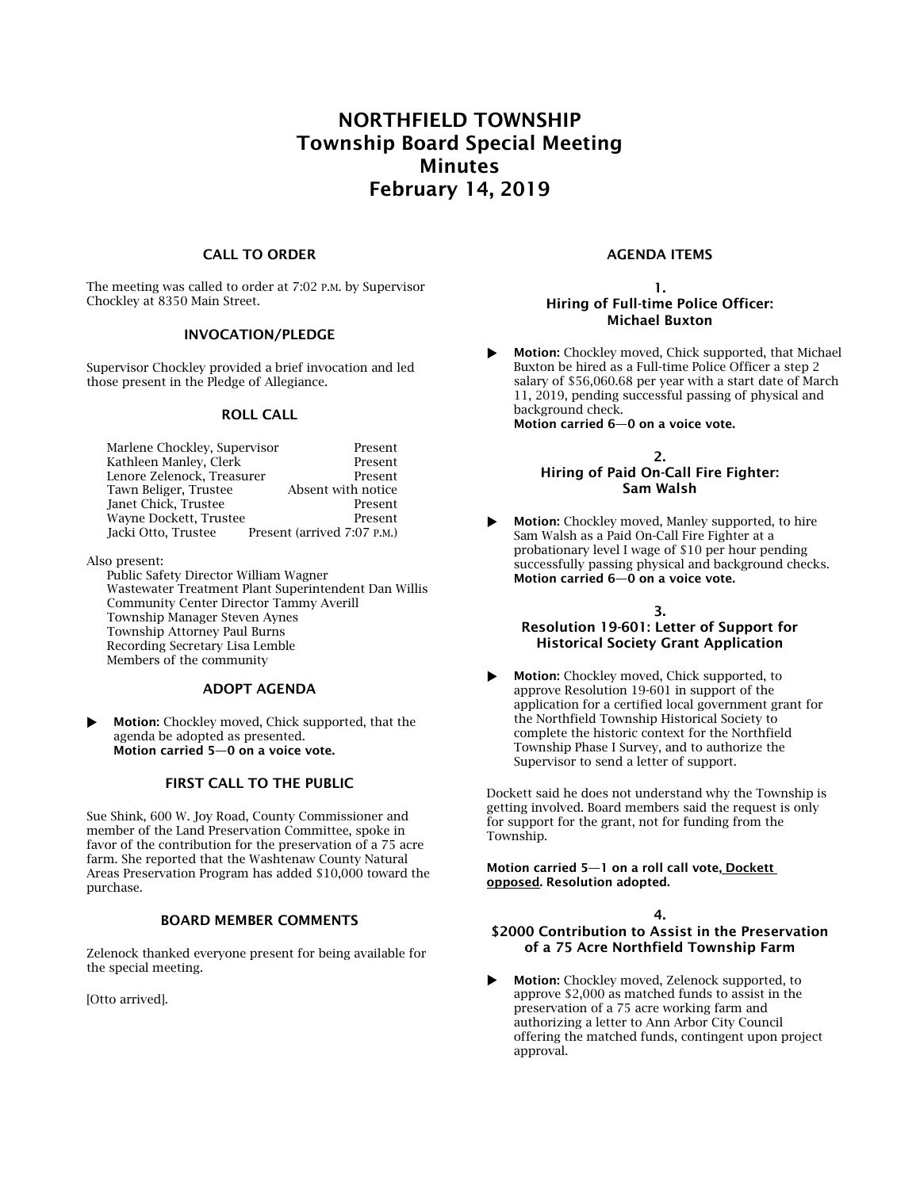# NORTHFIELD TOWNSHIP
# Township Board Special Meeting
# Minutes
# February 14, 2019

## CALL TO ORDER

The meeting was called to order at 7:02 P.M. by Supervisor Chockley at 8350 Main Street.

## INVOCATION/PLEDGE

Supervisor Chockley provided a brief invocation and led those present in the Pledge of Allegiance.

## ROLL CALL

| | |
|---|---|
| Marlene Chockley, Supervisor | Present |
| Kathleen Manley, Clerk | Present |
| Lenore Zelenock, Treasurer | Present |
| Tawn Beliger, Trustee | Absent with notice |
| Janet Chick, Trustee | Present |
| Wayne Dockett, Trustee | Present |
| Jacki Otto, Trustee | Present (arrived 7:07 P.M.) |

Also present:
- Public Safety Director William Wagner
- Wastewater Treatment Plant Superintendent Dan Willis
- Community Center Director Tammy Averill
- Township Manager Steven Aynes
- Township Attorney Paul Burns
- Recording Secretary Lisa Lemble
- Members of the community

## ADOPT AGENDA

- **Motion:** Chockley moved, Chick supported, that the agenda be adopted as presented.
  **Motion carried 5—0 on a voice vote.**

## FIRST CALL TO THE PUBLIC

Sue Shink, 600 W. Joy Road, County Commissioner and member of the Land Preservation Committee, spoke in favor of the contribution for the preservation of a 75 acre farm. She reported that the Washtenaw County Natural Areas Preservation Program has added $10,000 toward the purchase.

## BOARD MEMBER COMMENTS

Zelenock thanked everyone present for being available for the special meeting.

[Otto arrived].

## AGENDA ITEMS

### 1. Hiring of Full-time Police Officer: Michael Buxton

- **Motion:** Chockley moved, Chick supported, that Michael Buxton be hired as a Full-time Police Officer a step 2 salary of $56,060.68 per year with a start date of March 11, 2019, pending successful passing of physical and background check.
  **Motion carried 6—0 on a voice vote.**

### 2. Hiring of Paid On-Call Fire Fighter: Sam Walsh

- **Motion:** Chockley moved, Manley supported, to hire Sam Walsh as a Paid On-Call Fire Fighter at a probationary level I wage of $10 per hour pending successfully passing physical and background checks.
  **Motion carried 6—0 on a voice vote.**

### 3. Resolution 19-601: Letter of Support for Historical Society Grant Application

- **Motion:** Chockley moved, Chick supported, to approve Resolution 19-601 in support of the application for a certified local government grant for the Northfield Township Historical Society to complete the historic context for the Northfield Township Phase I Survey, and to authorize the Supervisor to send a letter of support.

Dockett said he does not understand why the Township is getting involved. Board members said the request is only for support for the grant, not for funding from the Township.

**Motion carried 5—1 on a roll call vote, <u>Dockett opposed</u>. Resolution adopted.**

### 4. $2000 Contribution to Assist in the Preservation of a 75 Acre Northfield Township Farm

- **Motion:** Chockley moved, Zelenock supported, to approve $2,000 as matched funds to assist in the preservation of a 75 acre working farm and authorizing a letter to Ann Arbor City Council offering the matched funds, contingent upon project approval.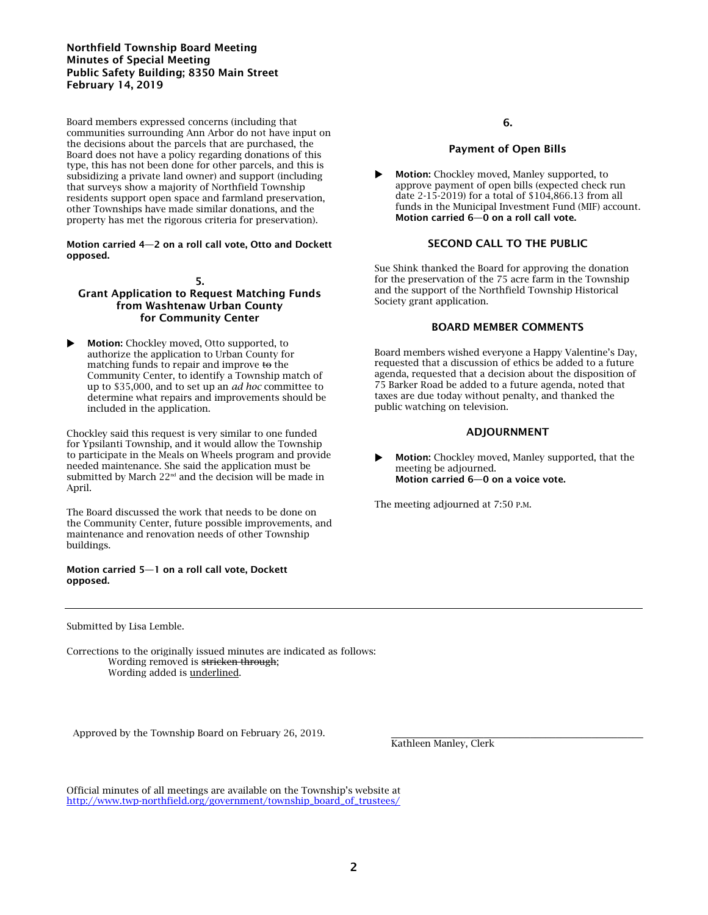**Northfield Township Board Meeting**
**Minutes of Special Meeting**
**Public Safety Building; 8350 Main Street**
**February 14, 2019**

Board members expressed concerns (including that communities surrounding Ann Arbor do not have input on the decisions about the parcels that are purchased, the Board does not have a policy regarding donations of this type, this has not been done for other parcels, and this is subsidizing a private land owner) and support (including that surveys show a majority of Northfield Township residents support open space and farmland preservation, other Townships have made similar donations, and the property has met the rigorous criteria for preservation).

**Motion carried 4—2 on a roll call vote, Otto and Dockett opposed.**

## 5. Grant Application to Request Matching Funds from Washtenaw Urban County for Community Center

- **Motion:** Chockley moved, Otto supported, to authorize the application to Urban County for matching funds to repair and improve ~~to~~ the Community Center, to identify a Township match of up to $35,000, and to set up an *ad hoc* committee to determine what repairs and improvements should be included in the application.

Chockley said this request is very similar to one funded for Ypsilanti Township, and it would allow the Township to participate in the Meals on Wheels program and provide needed maintenance. She said the application must be submitted by March 22nd and the decision will be made in April.

The Board discussed the work that needs to be done on the Community Center, future possible improvements, and maintenance and renovation needs of other Township buildings.

**Motion carried 5—1 on a roll call vote, Dockett opposed.**

## 6. Payment of Open Bills

- **Motion:** Chockley moved, Manley supported, to approve payment of open bills (expected check run date 2-15-2019) for a total of $104,866.13 from all funds in the Municipal Investment Fund (MIF) account. **Motion carried 6—0 on a roll call vote.**

## SECOND CALL TO THE PUBLIC

Sue Shink thanked the Board for approving the donation for the preservation of the 75 acre farm in the Township and the support of the Northfield Township Historical Society grant application.

## BOARD MEMBER COMMENTS

Board members wished everyone a Happy Valentine's Day, requested that a discussion of ethics be added to a future agenda, requested that a decision about the disposition of 75 Barker Road be added to a future agenda, noted that taxes are due today without penalty, and thanked the public watching on television.

## ADJOURNMENT

- **Motion:** Chockley moved, Manley supported, that the meeting be adjourned.
**Motion carried 6—0 on a voice vote.**

The meeting adjourned at 7:50 P.M.

---

Submitted by Lisa Lemble.

Corrections to the originally issued minutes are indicated as follows:
Wording removed is ~~stricken through~~;
Wording added is <u>underlined</u>.

Approved by the Township Board on February 26, 2019.

Kathleen Manley, Clerk

Official minutes of all meetings are available on the Township's website at http://www.twp-northfield.org/government/township_board_of_trustees/